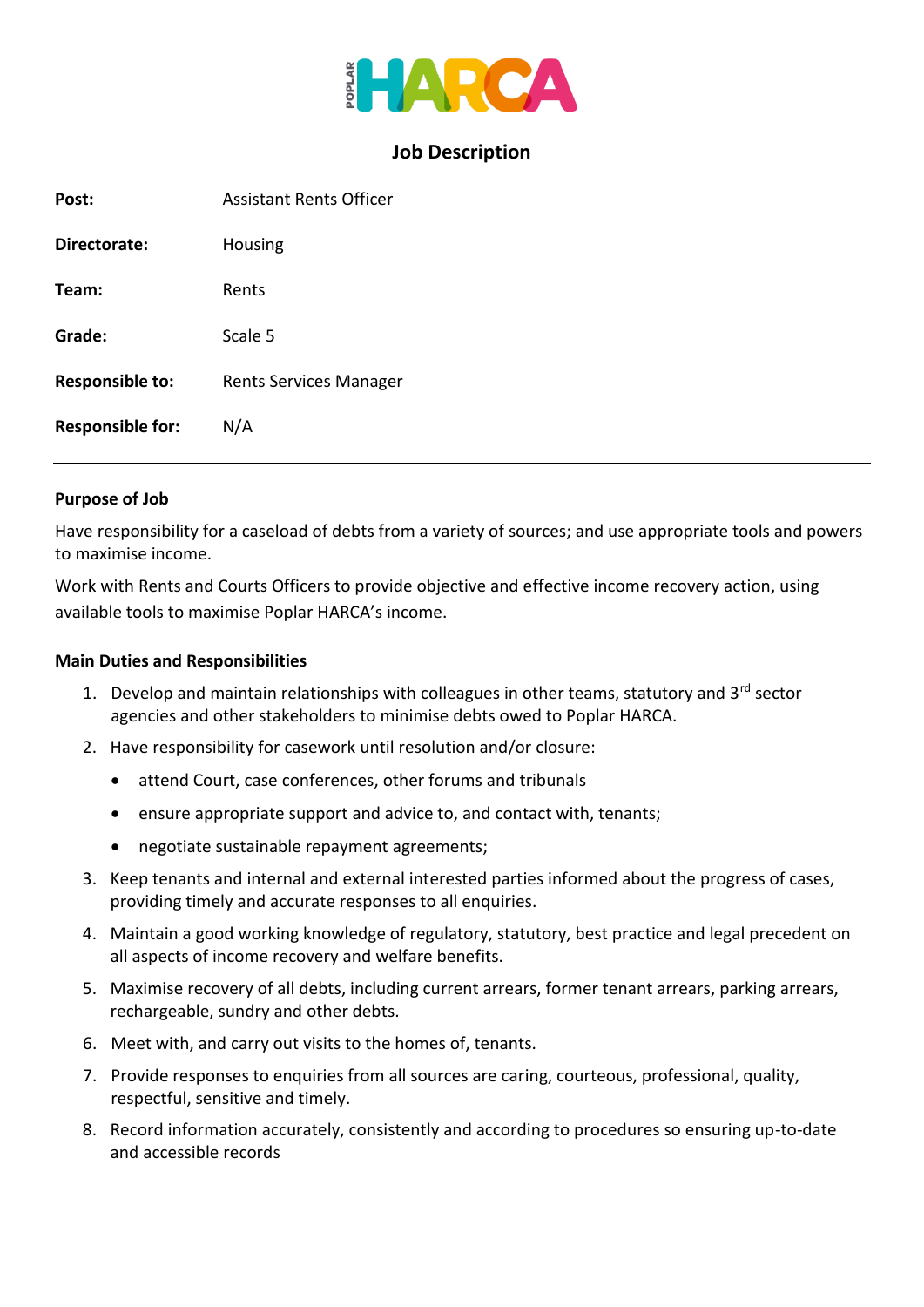POPLAR HARCA

# Job Description

| | |
|---|---|
| **Post:** | Assistant Rents Officer |
| **Directorate:** | Housing |
| **Team:** | Rents |
| **Grade:** | Scale 5 |
| **Responsible to:** | Rents Services Manager |
| **Responsible for:** | N/A |

---

**Purpose of Job**

Have responsibility for a caseload of debts from a variety of sources; and use appropriate tools and powers to maximise income.

Work with Rents and Courts Officers to provide objective and effective income recovery action, using available tools to maximise Poplar HARCA's income.

**Main Duties and Responsibilities**

1. Develop and maintain relationships with colleagues in other teams, statutory and 3rd sector agencies and other stakeholders to minimise debts owed to Poplar HARCA.
2. Have responsibility for casework until resolution and/or closure:
   - attend Court, case conferences, other forums and tribunals
   - ensure appropriate support and advice to, and contact with, tenants;
   - negotiate sustainable repayment agreements;
3. Keep tenants and internal and external interested parties informed about the progress of cases, providing timely and accurate responses to all enquiries.
4. Maintain a good working knowledge of regulatory, statutory, best practice and legal precedent on all aspects of income recovery and welfare benefits.
5. Maximise recovery of all debts, including current arrears, former tenant arrears, parking arrears, rechargeable, sundry and other debts.
6. Meet with, and carry out visits to the homes of, tenants.
7. Provide responses to enquiries from all sources are caring, courteous, professional, quality, respectful, sensitive and timely.
8. Record information accurately, consistently and according to procedures so ensuring up-to-date and accessible records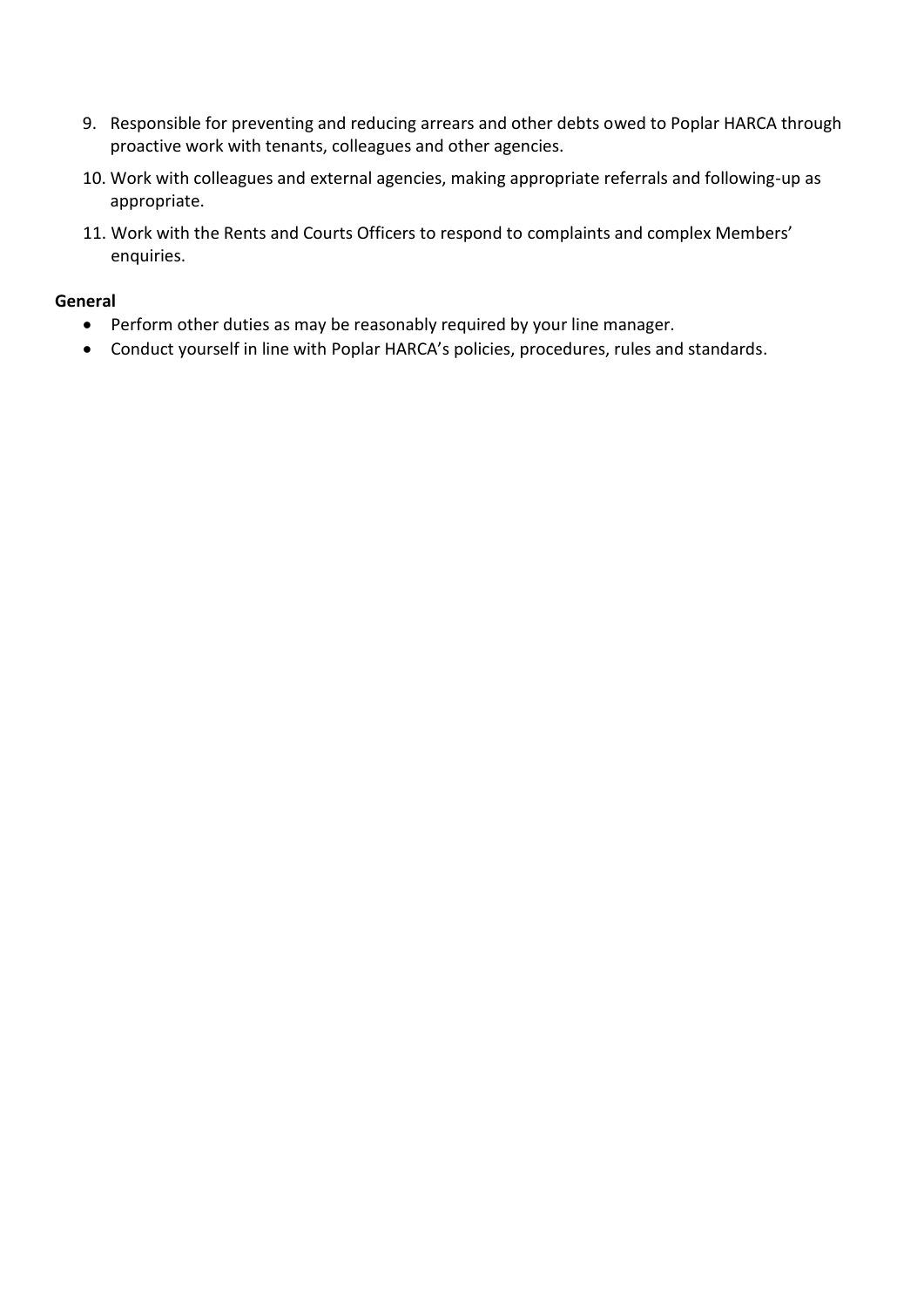9. Responsible for preventing and reducing arrears and other debts owed to Poplar HARCA through proactive work with tenants, colleagues and other agencies.
10. Work with colleagues and external agencies, making appropriate referrals and following-up as appropriate.
11. Work with the Rents and Courts Officers to respond to complaints and complex Members' enquiries.

**General**

- Perform other duties as may be reasonably required by your line manager.
- Conduct yourself in line with Poplar HARCA's policies, procedures, rules and standards.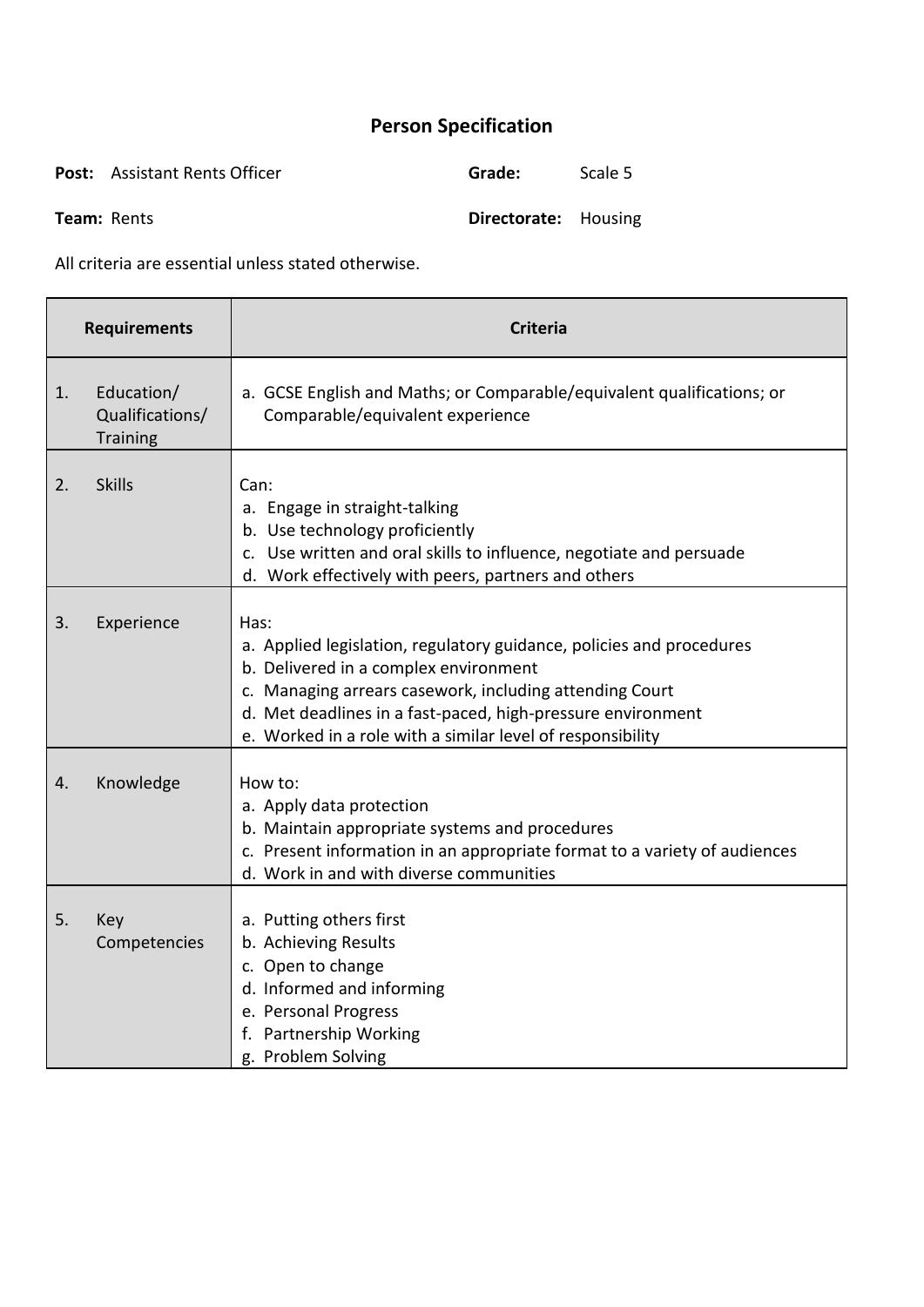# Person Specification

**Post:** Assistant Rents Officer **Grade:** Scale 5

**Team:** Rents **Directorate:** Housing

All criteria are essential unless stated otherwise.

| Requirements | Criteria |
|---|---|
| 1. Education/ Qualifications/ Training | a. GCSE English and Maths; or Comparable/equivalent qualifications; or Comparable/equivalent experience |
| 2. Skills | Can:<br>a. Engage in straight-talking<br>b. Use technology proficiently<br>c. Use written and oral skills to influence, negotiate and persuade<br>d. Work effectively with peers, partners and others |
| 3. Experience | Has:<br>a. Applied legislation, regulatory guidance, policies and procedures<br>b. Delivered in a complex environment<br>c. Managing arrears casework, including attending Court<br>d. Met deadlines in a fast-paced, high-pressure environment<br>e. Worked in a role with a similar level of responsibility |
| 4. Knowledge | How to:<br>a. Apply data protection<br>b. Maintain appropriate systems and procedures<br>c. Present information in an appropriate format to a variety of audiences<br>d. Work in and with diverse communities |
| 5. Key Competencies | a. Putting others first<br>b. Achieving Results<br>c. Open to change<br>d. Informed and informing<br>e. Personal Progress<br>f. Partnership Working<br>g. Problem Solving |